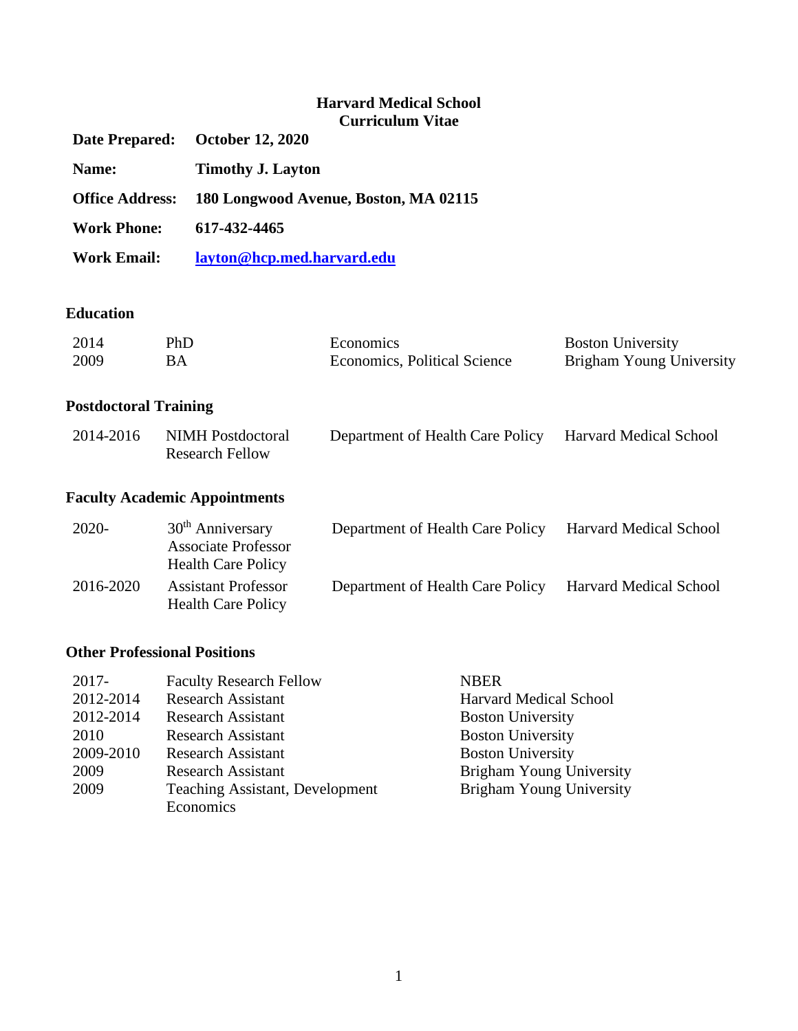**Harvard Medical School**
**Curriculum Vitae**

**Date Prepared:** **October 12, 2020**

**Name:** **Timothy J. Layton**

**Office Address:** **180 Longwood Avenue, Boston, MA 02115**

**Work Phone:** **617-432-4465**

**Work Email:** **layton@hcp.med.harvard.edu**

## Education

| | | | |
|---|---|---|---|
| 2014 | PhD | Economics | Boston University |
| 2009 | BA | Economics, Political Science | Brigham Young University |

## Postdoctoral Training

| | | | |
|---|---|---|---|
| 2014-2016 | NIMH Postdoctoral Research Fellow | Department of Health Care Policy | Harvard Medical School |

## Faculty Academic Appointments

| | | | |
|---|---|---|---|
| 2020- | 30th Anniversary Associate Professor Health Care Policy | Department of Health Care Policy | Harvard Medical School |
| 2016-2020 | Assistant Professor Health Care Policy | Department of Health Care Policy | Harvard Medical School |

## Other Professional Positions

| | | |
|---|---|---|
| 2017- | Faculty Research Fellow | NBER |
| 2012-2014 | Research Assistant | Harvard Medical School |
| 2012-2014 | Research Assistant | Boston University |
| 2010 | Research Assistant | Boston University |
| 2009-2010 | Research Assistant | Boston University |
| 2009 | Research Assistant | Brigham Young University |
| 2009 | Teaching Assistant, Development Economics | Brigham Young University |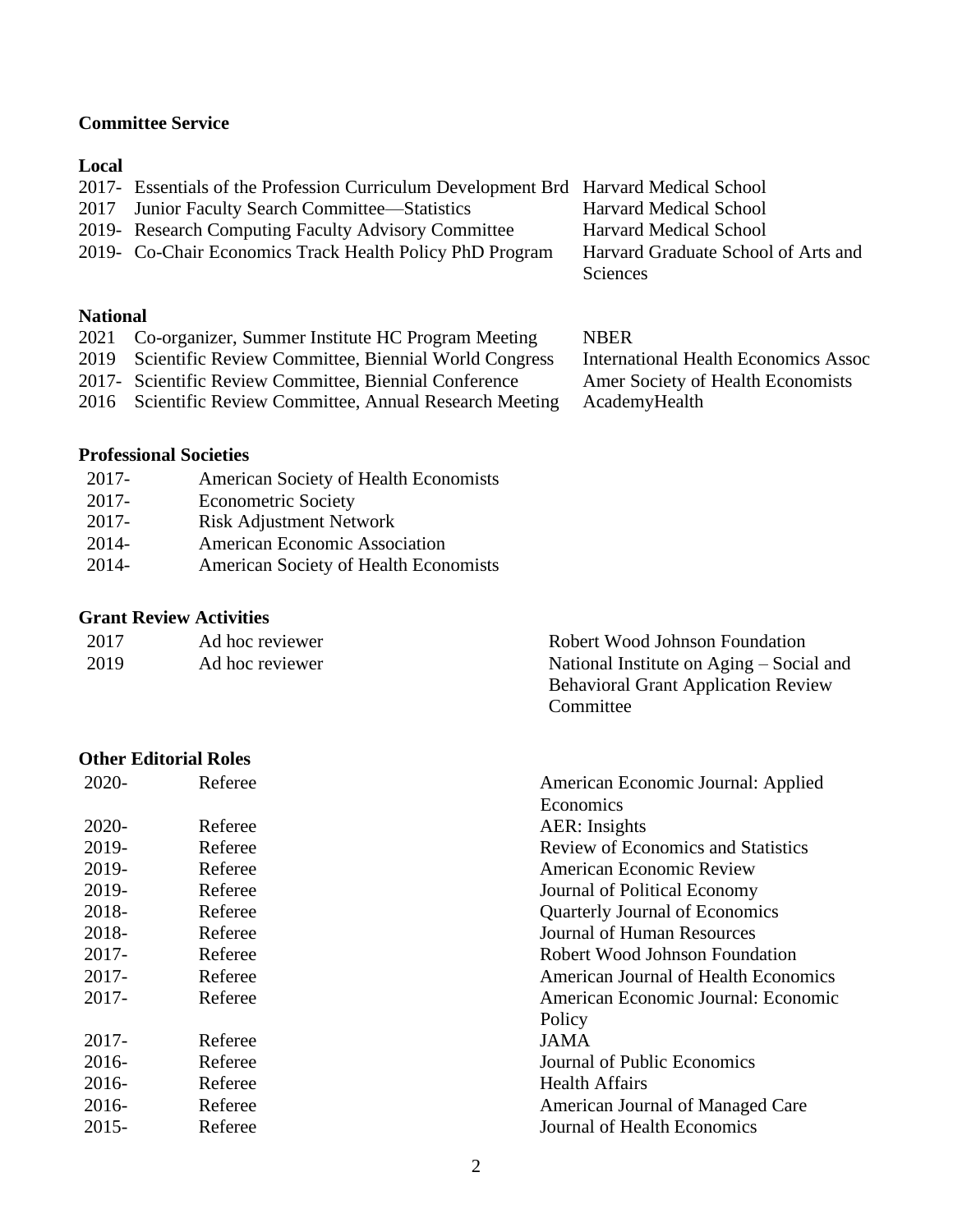## Committee Service

### Local

| | | |
|---|---|---|
| 2017- | Essentials of the Profession Curriculum Development Brd | Harvard Medical School |
| 2017 | Junior Faculty Search Committee—Statistics | Harvard Medical School |
| 2019- | Research Computing Faculty Advisory Committee | Harvard Medical School |
| 2019- | Co-Chair Economics Track Health Policy PhD Program | Harvard Graduate School of Arts and Sciences |

### National

| | | |
|---|---|---|
| 2021 | Co-organizer, Summer Institute HC Program Meeting | NBER |
| 2019 | Scientific Review Committee, Biennial World Congress | International Health Economics Assoc |
| 2017- | Scientific Review Committee, Biennial Conference | Amer Society of Health Economists |
| 2016 | Scientific Review Committee, Annual Research Meeting | AcademyHealth |

## Professional Societies

| | |
|---|---|
| 2017- | American Society of Health Economists |
| 2017- | Econometric Society |
| 2017- | Risk Adjustment Network |
| 2014- | American Economic Association |
| 2014- | American Society of Health Economists |

## Grant Review Activities

| | | |
|---|---|---|
| 2017 | Ad hoc reviewer | Robert Wood Johnson Foundation |
| 2019 | Ad hoc reviewer | National Institute on Aging – Social and Behavioral Grant Application Review Committee |

## Other Editorial Roles

| | | |
|---|---|---|
| 2020- | Referee | American Economic Journal: Applied Economics |
| 2020- | Referee | AER: Insights |
| 2019- | Referee | Review of Economics and Statistics |
| 2019- | Referee | American Economic Review |
| 2019- | Referee | Journal of Political Economy |
| 2018- | Referee | Quarterly Journal of Economics |
| 2018- | Referee | Journal of Human Resources |
| 2017- | Referee | Robert Wood Johnson Foundation |
| 2017- | Referee | American Journal of Health Economics |
| 2017- | Referee | American Economic Journal: Economic Policy |
| 2017- | Referee | JAMA |
| 2016- | Referee | Journal of Public Economics |
| 2016- | Referee | Health Affairs |
| 2016- | Referee | American Journal of Managed Care |
| 2015- | Referee | Journal of Health Economics |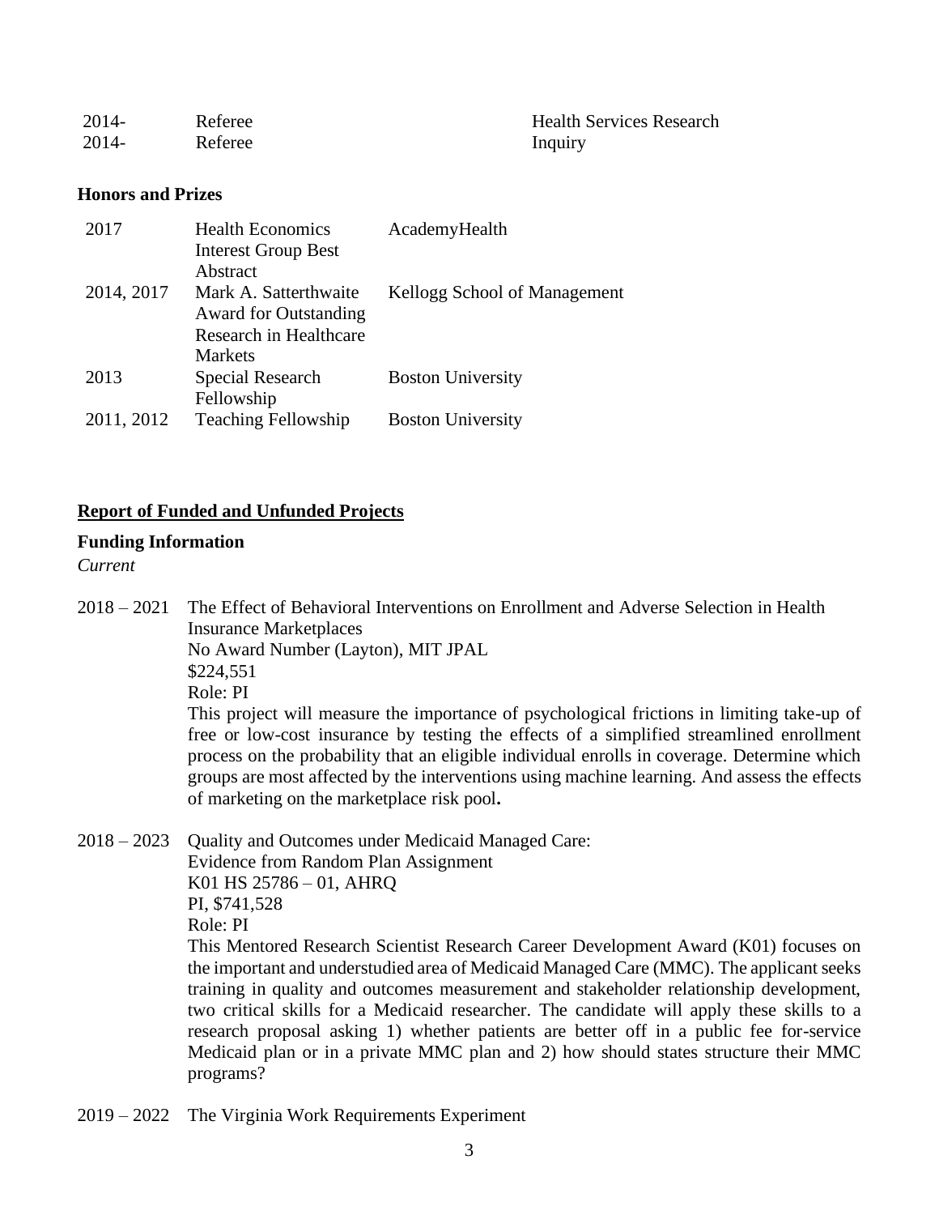| | | |
|---|---|---|
| 2014- | Referee | Health Services Research |
| 2014- | Referee | Inquiry |

**Honors and Prizes**

| | | |
|---|---|---|
| 2017 | Health Economics Interest Group Best Abstract | AcademyHealth |
| 2014, 2017 | Mark A. Satterthwaite Award for Outstanding Research in Healthcare Markets | Kellogg School of Management |
| 2013 | Special Research Fellowship | Boston University |
| 2011, 2012 | Teaching Fellowship | Boston University |

## Report of Funded and Unfunded Projects

**Funding Information**

*Current*

2018 – 2021 The Effect of Behavioral Interventions on Enrollment and Adverse Selection in Health Insurance Marketplaces
No Award Number (Layton), MIT JPAL
\$224,551
Role: PI
This project will measure the importance of psychological frictions in limiting take-up of free or low-cost insurance by testing the effects of a simplified streamlined enrollment process on the probability that an eligible individual enrolls in coverage. Determine which groups are most affected by the interventions using machine learning. And assess the effects of marketing on the marketplace risk pool**.**

2018 – 2023 Quality and Outcomes under Medicaid Managed Care:
Evidence from Random Plan Assignment
K01 HS 25786 – 01, AHRQ
PI, \$741,528
Role: PI
This Mentored Research Scientist Research Career Development Award (K01) focuses on the important and understudied area of Medicaid Managed Care (MMC). The applicant seeks training in quality and outcomes measurement and stakeholder relationship development, two critical skills for a Medicaid researcher. The candidate will apply these skills to a research proposal asking 1) whether patients are better off in a public fee for-service Medicaid plan or in a private MMC plan and 2) how should states structure their MMC programs?

2019 – 2022 The Virginia Work Requirements Experiment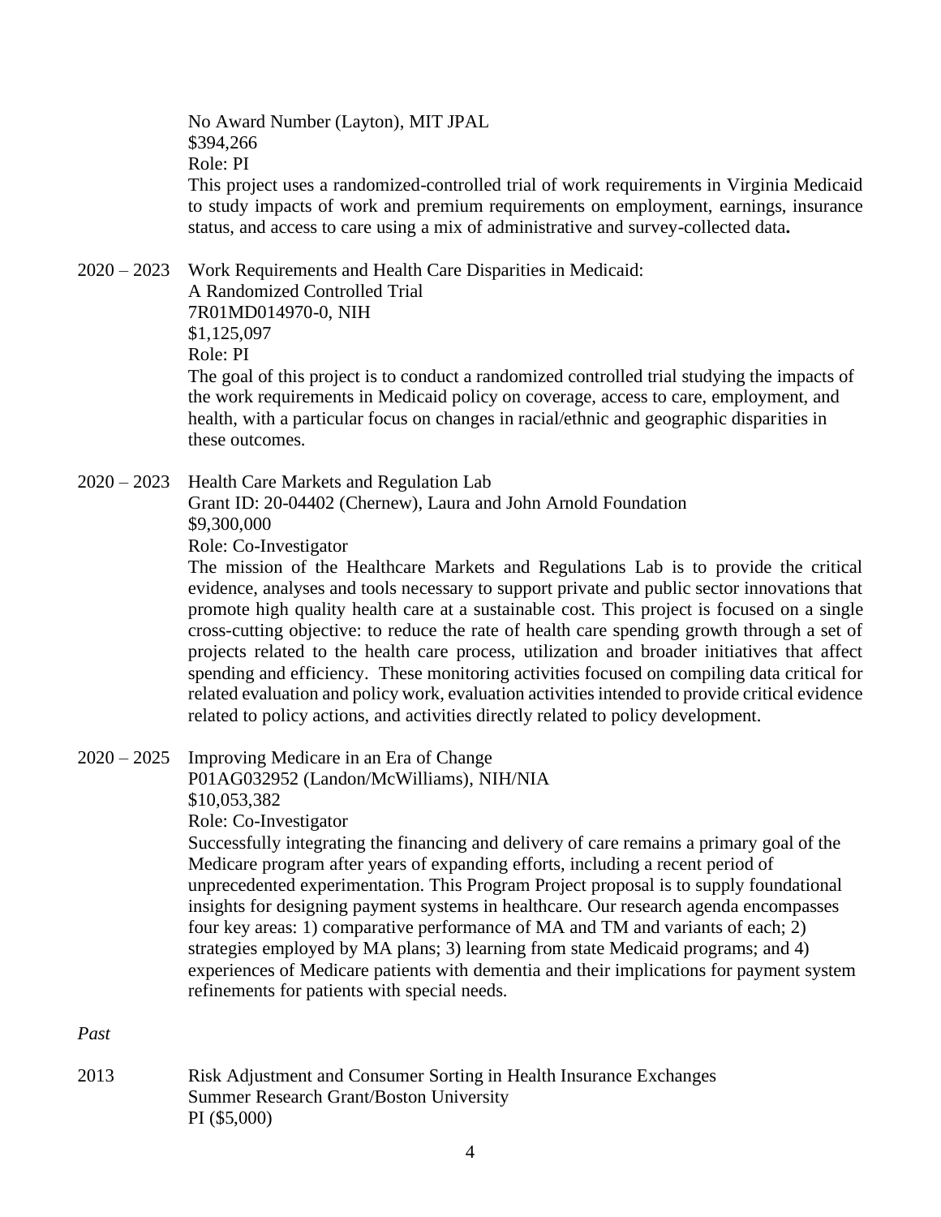No Award Number (Layton), MIT JPAL
$394,266
Role: PI
This project uses a randomized-controlled trial of work requirements in Virginia Medicaid to study impacts of work and premium requirements on employment, earnings, insurance status, and access to care using a mix of administrative and survey-collected data**.**

2020 – 2023 Work Requirements and Health Care Disparities in Medicaid: A Randomized Controlled Trial
7R01MD014970-0, NIH
$1,125,097
Role: PI
The goal of this project is to conduct a randomized controlled trial studying the impacts of the work requirements in Medicaid policy on coverage, access to care, employment, and health, with a particular focus on changes in racial/ethnic and geographic disparities in these outcomes.

2020 – 2023 Health Care Markets and Regulation Lab
Grant ID: 20-04402 (Chernew), Laura and John Arnold Foundation
$9,300,000
Role: Co-Investigator
The mission of the Healthcare Markets and Regulations Lab is to provide the critical evidence, analyses and tools necessary to support private and public sector innovations that promote high quality health care at a sustainable cost. This project is focused on a single cross-cutting objective: to reduce the rate of health care spending growth through a set of projects related to the health care process, utilization and broader initiatives that affect spending and efficiency. These monitoring activities focused on compiling data critical for related evaluation and policy work, evaluation activities intended to provide critical evidence related to policy actions, and activities directly related to policy development.

2020 – 2025 Improving Medicare in an Era of Change
P01AG032952 (Landon/McWilliams), NIH/NIA
$10,053,382
Role: Co-Investigator
Successfully integrating the financing and delivery of care remains a primary goal of the Medicare program after years of expanding efforts, including a recent period of unprecedented experimentation. This Program Project proposal is to supply foundational insights for designing payment systems in healthcare. Our research agenda encompasses four key areas: 1) comparative performance of MA and TM and variants of each; 2) strategies employed by MA plans; 3) learning from state Medicaid programs; and 4) experiences of Medicare patients with dementia and their implications for payment system refinements for patients with special needs.

*Past*

2013 Risk Adjustment and Consumer Sorting in Health Insurance Exchanges
Summer Research Grant/Boston University
PI ($5,000)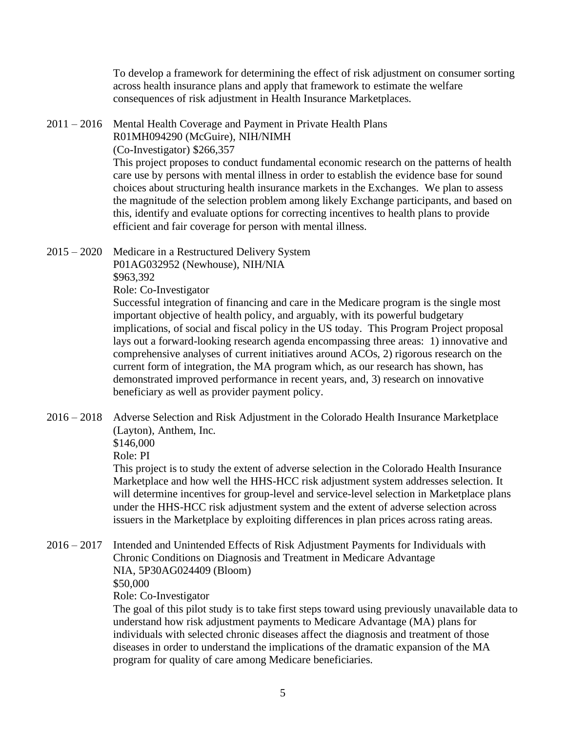To develop a framework for determining the effect of risk adjustment on consumer sorting across health insurance plans and apply that framework to estimate the welfare consequences of risk adjustment in Health Insurance Marketplaces.

2011 – 2016 Mental Health Coverage and Payment in Private Health Plans
R01MH094290 (McGuire), NIH/NIMH
(Co-Investigator) $266,357
This project proposes to conduct fundamental economic research on the patterns of health care use by persons with mental illness in order to establish the evidence base for sound choices about structuring health insurance markets in the Exchanges. We plan to assess the magnitude of the selection problem among likely Exchange participants, and based on this, identify and evaluate options for correcting incentives to health plans to provide efficient and fair coverage for person with mental illness.

2015 – 2020 Medicare in a Restructured Delivery System
P01AG032952 (Newhouse), NIH/NIA
$963,392
Role: Co-Investigator
Successful integration of financing and care in the Medicare program is the single most important objective of health policy, and arguably, with its powerful budgetary implications, of social and fiscal policy in the US today. This Program Project proposal lays out a forward-looking research agenda encompassing three areas: 1) innovative and comprehensive analyses of current initiatives around ACOs, 2) rigorous research on the current form of integration, the MA program which, as our research has shown, has demonstrated improved performance in recent years, and, 3) research on innovative beneficiary as well as provider payment policy.

2016 – 2018 Adverse Selection and Risk Adjustment in the Colorado Health Insurance Marketplace
(Layton), Anthem, Inc.
$146,000
Role: PI
This project is to study the extent of adverse selection in the Colorado Health Insurance Marketplace and how well the HHS-HCC risk adjustment system addresses selection. It will determine incentives for group-level and service-level selection in Marketplace plans under the HHS-HCC risk adjustment system and the extent of adverse selection across issuers in the Marketplace by exploiting differences in plan prices across rating areas.

2016 – 2017 Intended and Unintended Effects of Risk Adjustment Payments for Individuals with Chronic Conditions on Diagnosis and Treatment in Medicare Advantage
NIA, 5P30AG024409 (Bloom)
$50,000
Role: Co-Investigator
The goal of this pilot study is to take first steps toward using previously unavailable data to understand how risk adjustment payments to Medicare Advantage (MA) plans for individuals with selected chronic diseases affect the diagnosis and treatment of those diseases in order to understand the implications of the dramatic expansion of the MA program for quality of care among Medicare beneficiaries.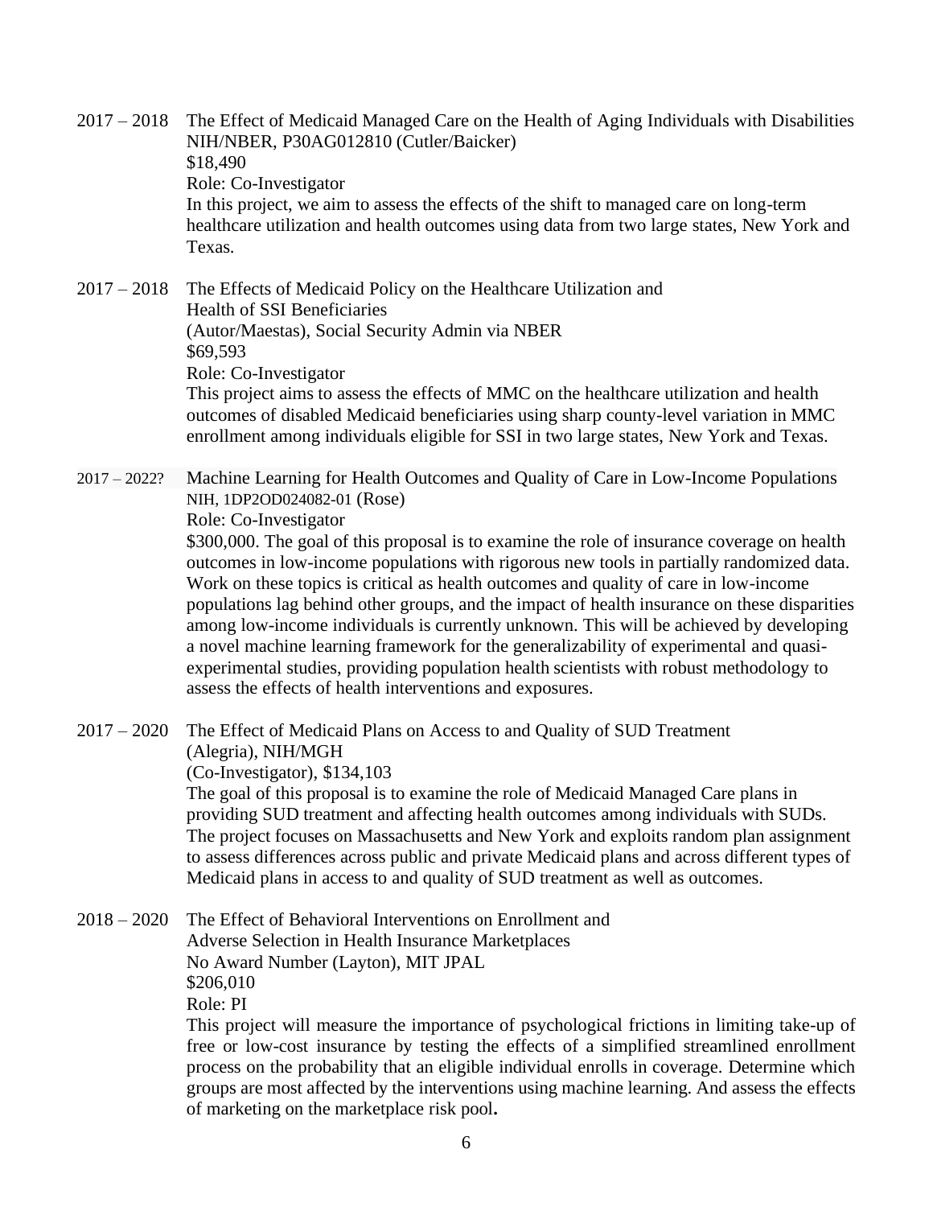2017 – 2018 The Effect of Medicaid Managed Care on the Health of Aging Individuals with Disabilities
NIH/NBER, P30AG012810 (Cutler/Baicker)
$18,490
Role: Co-Investigator
In this project, we aim to assess the effects of the shift to managed care on long-term healthcare utilization and health outcomes using data from two large states, New York and Texas.

2017 – 2018 The Effects of Medicaid Policy on the Healthcare Utilization and Health of SSI Beneficiaries
(Autor/Maestas), Social Security Admin via NBER
$69,593
Role: Co-Investigator
This project aims to assess the effects of MMC on the healthcare utilization and health outcomes of disabled Medicaid beneficiaries using sharp county-level variation in MMC enrollment among individuals eligible for SSI in two large states, New York and Texas.

2017 – 2022? Machine Learning for Health Outcomes and Quality of Care in Low-Income Populations
NIH, 1DP2OD024082-01 (Rose)
Role: Co-Investigator
$300,000. The goal of this proposal is to examine the role of insurance coverage on health outcomes in low-income populations with rigorous new tools in partially randomized data. Work on these topics is critical as health outcomes and quality of care in low-income populations lag behind other groups, and the impact of health insurance on these disparities among low-income individuals is currently unknown. This will be achieved by developing a novel machine learning framework for the generalizability of experimental and quasi-experimental studies, providing population health scientists with robust methodology to assess the effects of health interventions and exposures.

2017 – 2020 The Effect of Medicaid Plans on Access to and Quality of SUD Treatment
(Alegria), NIH/MGH
(Co-Investigator), $134,103
The goal of this proposal is to examine the role of Medicaid Managed Care plans in providing SUD treatment and affecting health outcomes among individuals with SUDs. The project focuses on Massachusetts and New York and exploits random plan assignment to assess differences across public and private Medicaid plans and across different types of Medicaid plans in access to and quality of SUD treatment as well as outcomes.

2018 – 2020 The Effect of Behavioral Interventions on Enrollment and Adverse Selection in Health Insurance Marketplaces
No Award Number (Layton), MIT JPAL
$206,010
Role: PI
This project will measure the importance of psychological frictions in limiting take-up of free or low-cost insurance by testing the effects of a simplified streamlined enrollment process on the probability that an eligible individual enrolls in coverage. Determine which groups are most affected by the interventions using machine learning. And assess the effects of marketing on the marketplace risk pool**.**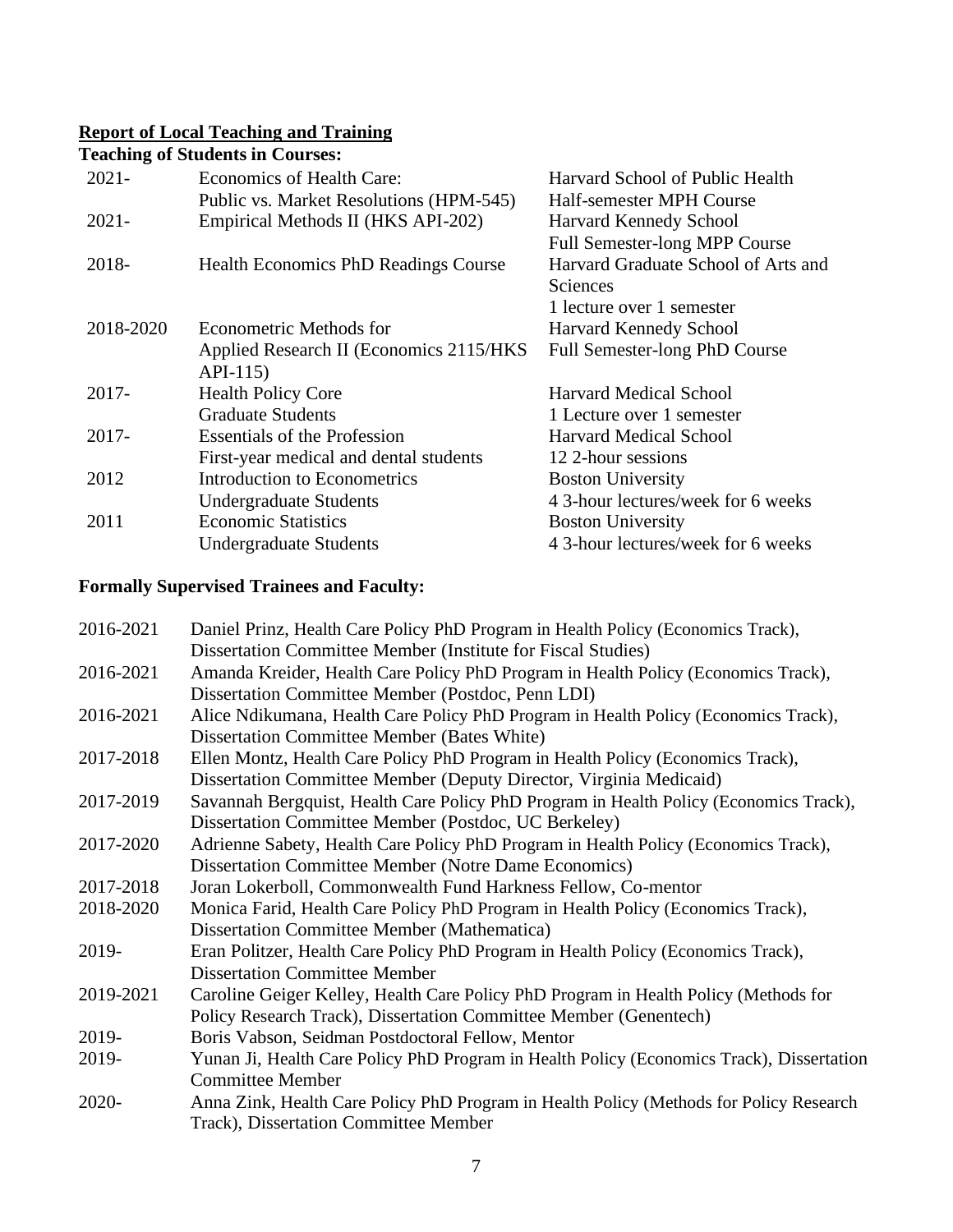## Report of Local Teaching and Training

### Teaching of Students in Courses:

| | | |
|---|---|---|
| 2021- | Economics of Health Care: Public vs. Market Resolutions (HPM-545) | Harvard School of Public Health Half-semester MPH Course |
| 2021- | Empirical Methods II (HKS API-202) | Harvard Kennedy School Full Semester-long MPP Course |
| 2018- | Health Economics PhD Readings Course | Harvard Graduate School of Arts and Sciences 1 lecture over 1 semester |
| 2018-2020 | Econometric Methods for Applied Research II (Economics 2115/HKS API-115) | Harvard Kennedy School Full Semester-long PhD Course |
| 2017- | Health Policy Core Graduate Students | Harvard Medical School 1 Lecture over 1 semester |
| 2017- | Essentials of the Profession First-year medical and dental students | Harvard Medical School 12 2-hour sessions |
| 2012 | Introduction to Econometrics Undergraduate Students | Boston University 4 3-hour lectures/week for 6 weeks |
| 2011 | Economic Statistics Undergraduate Students | Boston University 4 3-hour lectures/week for 6 weeks |

### Formally Supervised Trainees and Faculty:

| | |
|---|---|
| 2016-2021 | Daniel Prinz, Health Care Policy PhD Program in Health Policy (Economics Track), Dissertation Committee Member (Institute for Fiscal Studies) |
| 2016-2021 | Amanda Kreider, Health Care Policy PhD Program in Health Policy (Economics Track), Dissertation Committee Member (Postdoc, Penn LDI) |
| 2016-2021 | Alice Ndikumana, Health Care Policy PhD Program in Health Policy (Economics Track), Dissertation Committee Member (Bates White) |
| 2017-2018 | Ellen Montz, Health Care Policy PhD Program in Health Policy (Economics Track), Dissertation Committee Member (Deputy Director, Virginia Medicaid) |
| 2017-2019 | Savannah Bergquist, Health Care Policy PhD Program in Health Policy (Economics Track), Dissertation Committee Member (Postdoc, UC Berkeley) |
| 2017-2020 | Adrienne Sabety, Health Care Policy PhD Program in Health Policy (Economics Track), Dissertation Committee Member (Notre Dame Economics) |
| 2017-2018 | Joran Lokerboll, Commonwealth Fund Harkness Fellow, Co-mentor |
| 2018-2020 | Monica Farid, Health Care Policy PhD Program in Health Policy (Economics Track), Dissertation Committee Member (Mathematica) |
| 2019- | Eran Politzer, Health Care Policy PhD Program in Health Policy (Economics Track), Dissertation Committee Member |
| 2019-2021 | Caroline Geiger Kelley, Health Care Policy PhD Program in Health Policy (Methods for Policy Research Track), Dissertation Committee Member (Genentech) |
| 2019- | Boris Vabson, Seidman Postdoctoral Fellow, Mentor |
| 2019- | Yunan Ji, Health Care Policy PhD Program in Health Policy (Economics Track), Dissertation Committee Member |
| 2020- | Anna Zink, Health Care Policy PhD Program in Health Policy (Methods for Policy Research Track), Dissertation Committee Member |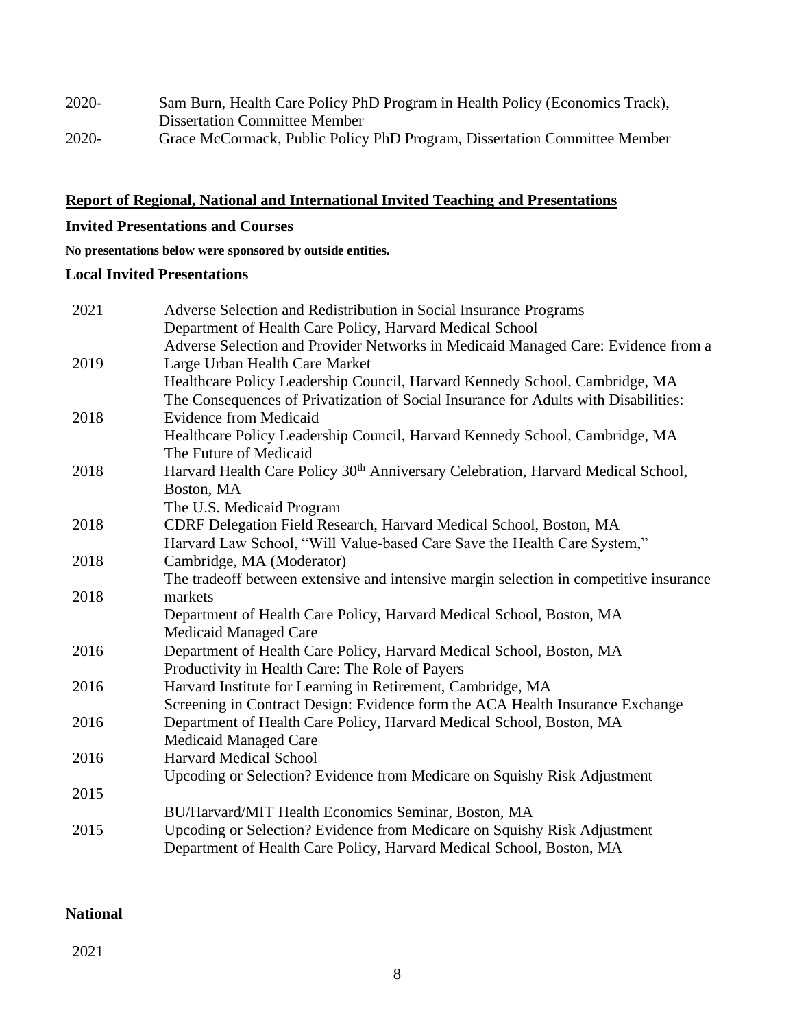| | |
|---|---|
| 2020- | Sam Burn, Health Care Policy PhD Program in Health Policy (Economics Track), Dissertation Committee Member |
| 2020- | Grace McCormack, Public Policy PhD Program, Dissertation Committee Member |

## Report of Regional, National and International Invited Teaching and Presentations

### Invited Presentations and Courses

**No presentations below were sponsored by outside entities.**

### Local Invited Presentations

| | |
|---|---|
| 2021 | Adverse Selection and Redistribution in Social Insurance Programs<br>Department of Health Care Policy, Harvard Medical School |
| 2019 | Adverse Selection and Provider Networks in Medicaid Managed Care: Evidence from a Large Urban Health Care Market<br>Healthcare Policy Leadership Council, Harvard Kennedy School, Cambridge, MA |
| 2018 | The Consequences of Privatization of Social Insurance for Adults with Disabilities: Evidence from Medicaid<br>Healthcare Policy Leadership Council, Harvard Kennedy School, Cambridge, MA |
| 2018 | The Future of Medicaid<br>Harvard Health Care Policy 30th Anniversary Celebration, Harvard Medical School, Boston, MA |
| 2018 | The U.S. Medicaid Program<br>CDRF Delegation Field Research, Harvard Medical School, Boston, MA |
| 2018 | Harvard Law School, "Will Value-based Care Save the Health Care System," Cambridge, MA (Moderator) |
| 2018 | The tradeoff between extensive and intensive margin selection in competitive insurance markets<br>Department of Health Care Policy, Harvard Medical School, Boston, MA |
| 2016 | Medicaid Managed Care<br>Department of Health Care Policy, Harvard Medical School, Boston, MA |
| 2016 | Productivity in Health Care: The Role of Payers<br>Harvard Institute for Learning in Retirement, Cambridge, MA |
| 2016 | Screening in Contract Design: Evidence form the ACA Health Insurance Exchange<br>Department of Health Care Policy, Harvard Medical School, Boston, MA |
| 2016 | Medicaid Managed Care<br>Harvard Medical School |
| 2015 | Upcoding or Selection? Evidence from Medicare on Squishy Risk Adjustment<br>BU/Harvard/MIT Health Economics Seminar, Boston, MA |
| 2015 | Upcoding or Selection? Evidence from Medicare on Squishy Risk Adjustment<br>Department of Health Care Policy, Harvard Medical School, Boston, MA |

### National

2021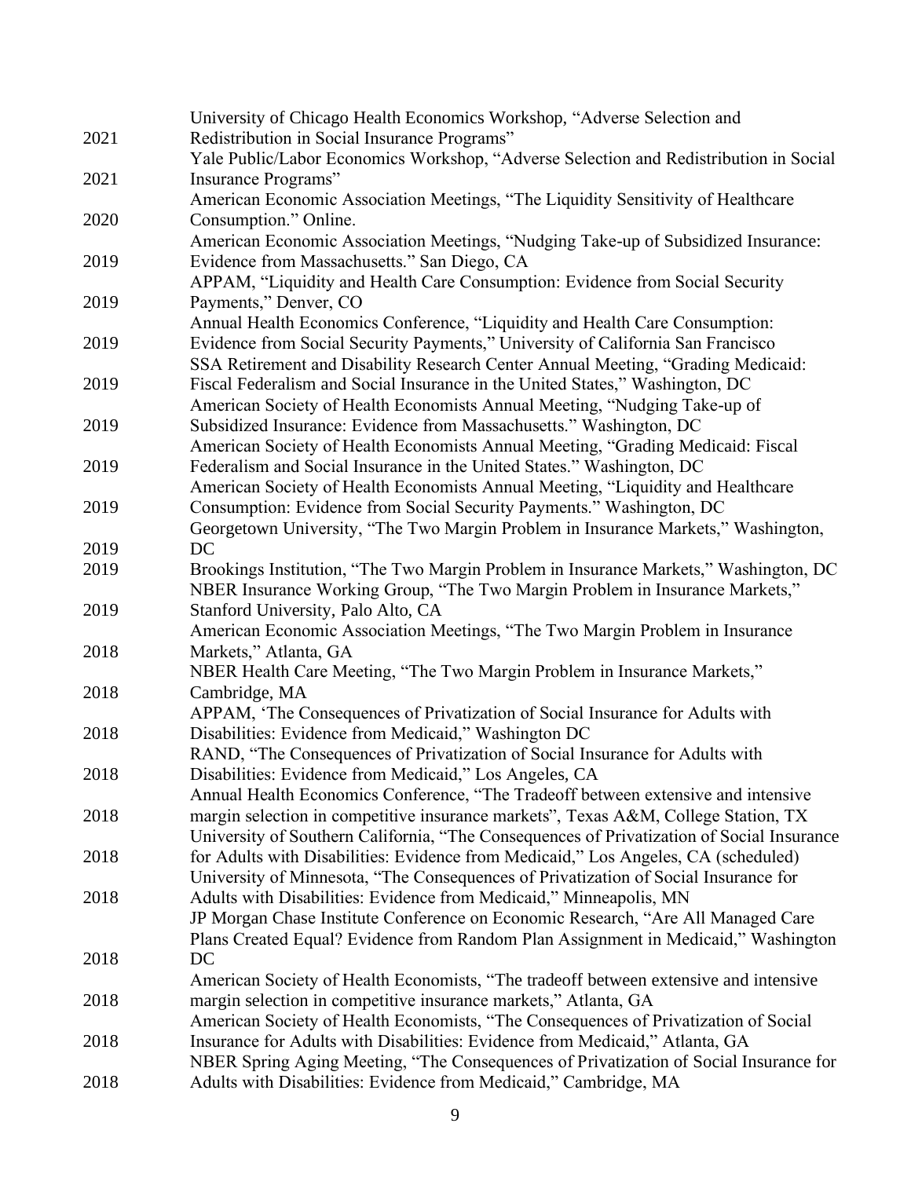2021 University of Chicago Health Economics Workshop, "Adverse Selection and Redistribution in Social Insurance Programs"

2021 Yale Public/Labor Economics Workshop, "Adverse Selection and Redistribution in Social Insurance Programs"

2020 American Economic Association Meetings, "The Liquidity Sensitivity of Healthcare Consumption." Online.

2019 American Economic Association Meetings, "Nudging Take-up of Subsidized Insurance: Evidence from Massachusetts." San Diego, CA

2019 APPAM, "Liquidity and Health Care Consumption: Evidence from Social Security Payments," Denver, CO

2019 Annual Health Economics Conference, "Liquidity and Health Care Consumption: Evidence from Social Security Payments," University of California San Francisco

2019 SSA Retirement and Disability Research Center Annual Meeting, "Grading Medicaid: Fiscal Federalism and Social Insurance in the United States," Washington, DC

2019 American Society of Health Economists Annual Meeting, "Nudging Take-up of Subsidized Insurance: Evidence from Massachusetts." Washington, DC

2019 American Society of Health Economists Annual Meeting, "Grading Medicaid: Fiscal Federalism and Social Insurance in the United States." Washington, DC

2019 American Society of Health Economists Annual Meeting, "Liquidity and Healthcare Consumption: Evidence from Social Security Payments." Washington, DC

2019 Georgetown University, "The Two Margin Problem in Insurance Markets," Washington, DC

2019 Brookings Institution, "The Two Margin Problem in Insurance Markets," Washington, DC

2019 NBER Insurance Working Group, "The Two Margin Problem in Insurance Markets," Stanford University, Palo Alto, CA

2018 American Economic Association Meetings, "The Two Margin Problem in Insurance Markets," Atlanta, GA

2018 NBER Health Care Meeting, "The Two Margin Problem in Insurance Markets," Cambridge, MA

2018 APPAM, 'The Consequences of Privatization of Social Insurance for Adults with Disabilities: Evidence from Medicaid," Washington DC

2018 RAND, "The Consequences of Privatization of Social Insurance for Adults with Disabilities: Evidence from Medicaid," Los Angeles, CA

2018 Annual Health Economics Conference, "The Tradeoff between extensive and intensive margin selection in competitive insurance markets", Texas A&M, College Station, TX

2018 University of Southern California, "The Consequences of Privatization of Social Insurance for Adults with Disabilities: Evidence from Medicaid," Los Angeles, CA (scheduled)

2018 University of Minnesota, "The Consequences of Privatization of Social Insurance for Adults with Disabilities: Evidence from Medicaid," Minneapolis, MN

2018 JP Morgan Chase Institute Conference on Economic Research, "Are All Managed Care Plans Created Equal? Evidence from Random Plan Assignment in Medicaid," Washington DC

2018 American Society of Health Economists, "The tradeoff between extensive and intensive margin selection in competitive insurance markets," Atlanta, GA

2018 American Society of Health Economists, "The Consequences of Privatization of Social Insurance for Adults with Disabilities: Evidence from Medicaid," Atlanta, GA

2018 NBER Spring Aging Meeting, "The Consequences of Privatization of Social Insurance for Adults with Disabilities: Evidence from Medicaid," Cambridge, MA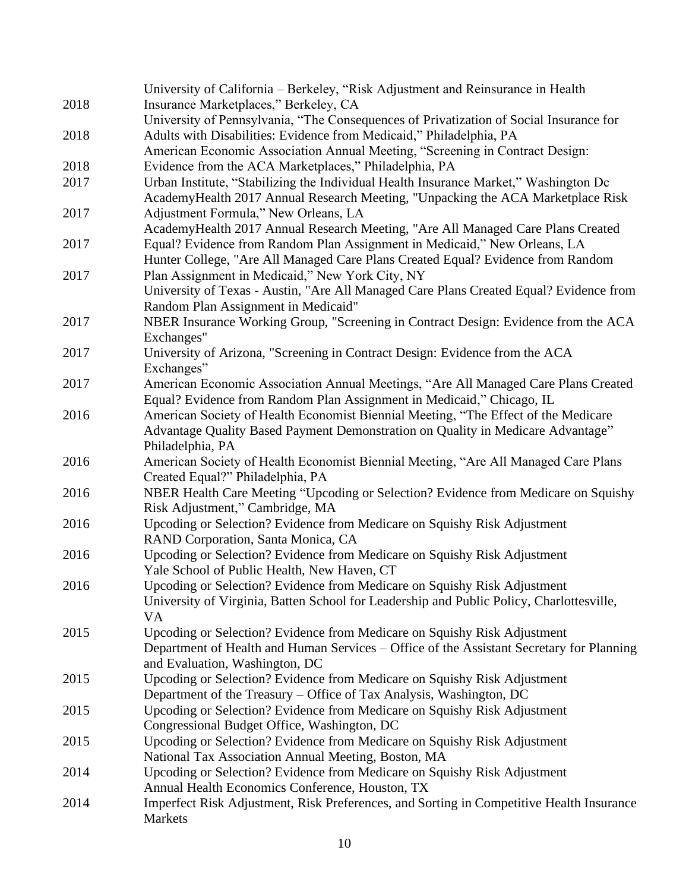| | |
|---|---|
| 2018 | University of California – Berkeley, “Risk Adjustment and Reinsurance in Health Insurance Marketplaces,” Berkeley, CA |
| 2018 | University of Pennsylvania, “The Consequences of Privatization of Social Insurance for Adults with Disabilities: Evidence from Medicaid,” Philadelphia, PA |
| 2018 | American Economic Association Annual Meeting, “Screening in Contract Design: Evidence from the ACA Marketplaces,” Philadelphia, PA |
| 2017 | Urban Institute, “Stabilizing the Individual Health Insurance Market,” Washington Dc |
| 2017 | AcademyHealth 2017 Annual Research Meeting, "Unpacking the ACA Marketplace Risk Adjustment Formula,” New Orleans, LA |
| 2017 | AcademyHealth 2017 Annual Research Meeting, "Are All Managed Care Plans Created Equal? Evidence from Random Plan Assignment in Medicaid,” New Orleans, LA |
| 2017 | Hunter College, "Are All Managed Care Plans Created Equal? Evidence from Random Plan Assignment in Medicaid,” New York City, NY |
| | University of Texas - Austin, "Are All Managed Care Plans Created Equal? Evidence from Random Plan Assignment in Medicaid" |
| 2017 | NBER Insurance Working Group, "Screening in Contract Design: Evidence from the ACA Exchanges" |
| 2017 | University of Arizona, "Screening in Contract Design: Evidence from the ACA Exchanges” |
| 2017 | American Economic Association Annual Meetings, “Are All Managed Care Plans Created Equal? Evidence from Random Plan Assignment in Medicaid,” Chicago, IL |
| 2016 | American Society of Health Economist Biennial Meeting, “The Effect of the Medicare Advantage Quality Based Payment Demonstration on Quality in Medicare Advantage” Philadelphia, PA |
| 2016 | American Society of Health Economist Biennial Meeting, “Are All Managed Care Plans Created Equal?” Philadelphia, PA |
| 2016 | NBER Health Care Meeting “Upcoding or Selection? Evidence from Medicare on Squishy Risk Adjustment,” Cambridge, MA |
| 2016 | Upcoding or Selection? Evidence from Medicare on Squishy Risk Adjustment RAND Corporation, Santa Monica, CA |
| 2016 | Upcoding or Selection? Evidence from Medicare on Squishy Risk Adjustment Yale School of Public Health, New Haven, CT |
| 2016 | Upcoding or Selection? Evidence from Medicare on Squishy Risk Adjustment University of Virginia, Batten School for Leadership and Public Policy, Charlottesville, VA |
| 2015 | Upcoding or Selection? Evidence from Medicare on Squishy Risk Adjustment Department of Health and Human Services – Office of the Assistant Secretary for Planning and Evaluation, Washington, DC |
| 2015 | Upcoding or Selection? Evidence from Medicare on Squishy Risk Adjustment Department of the Treasury – Office of Tax Analysis, Washington, DC |
| 2015 | Upcoding or Selection? Evidence from Medicare on Squishy Risk Adjustment Congressional Budget Office, Washington, DC |
| 2015 | Upcoding or Selection? Evidence from Medicare on Squishy Risk Adjustment National Tax Association Annual Meeting, Boston, MA |
| 2014 | Upcoding or Selection? Evidence from Medicare on Squishy Risk Adjustment Annual Health Economics Conference, Houston, TX |
| 2014 | Imperfect Risk Adjustment, Risk Preferences, and Sorting in Competitive Health Insurance Markets |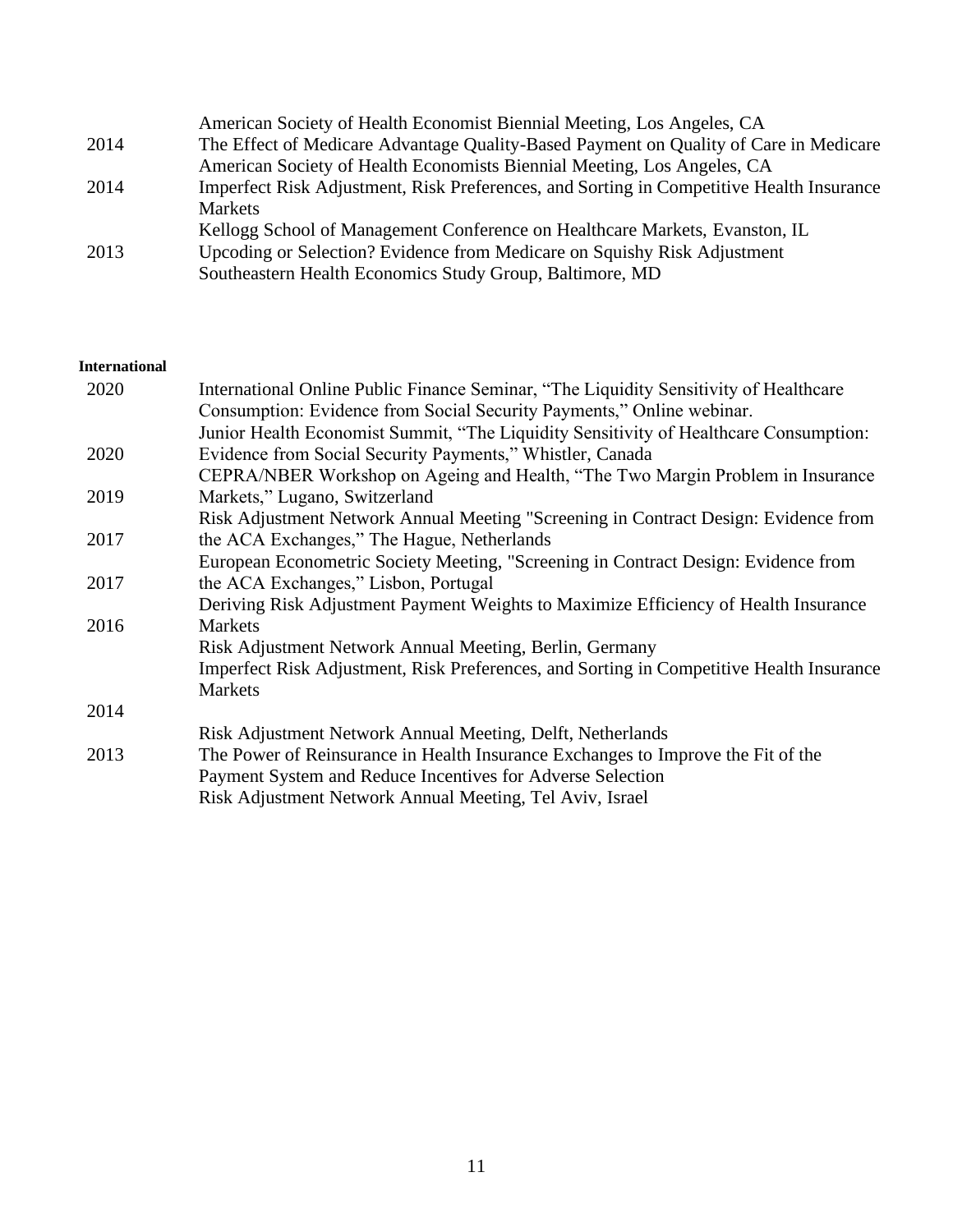American Society of Health Economist Biennial Meeting, Los Angeles, CA

2014 The Effect of Medicare Advantage Quality-Based Payment on Quality of Care in Medicare
American Society of Health Economists Biennial Meeting, Los Angeles, CA

2014 Imperfect Risk Adjustment, Risk Preferences, and Sorting in Competitive Health Insurance Markets
Kellogg School of Management Conference on Healthcare Markets, Evanston, IL

2013 Upcoding or Selection? Evidence from Medicare on Squishy Risk Adjustment
Southeastern Health Economics Study Group, Baltimore, MD

**International**

2020 International Online Public Finance Seminar, "The Liquidity Sensitivity of Healthcare Consumption: Evidence from Social Security Payments," Online webinar.

2020 Junior Health Economist Summit, "The Liquidity Sensitivity of Healthcare Consumption: Evidence from Social Security Payments," Whistler, Canada

2019 CEPRA/NBER Workshop on Ageing and Health, "The Two Margin Problem in Insurance Markets," Lugano, Switzerland

2017 Risk Adjustment Network Annual Meeting "Screening in Contract Design: Evidence from the ACA Exchanges," The Hague, Netherlands

2017 European Econometric Society Meeting, "Screening in Contract Design: Evidence from the ACA Exchanges," Lisbon, Portugal

2016 Deriving Risk Adjustment Payment Weights to Maximize Efficiency of Health Insurance Markets
Risk Adjustment Network Annual Meeting, Berlin, Germany

2014 Imperfect Risk Adjustment, Risk Preferences, and Sorting in Competitive Health Insurance Markets
Risk Adjustment Network Annual Meeting, Delft, Netherlands

2013 The Power of Reinsurance in Health Insurance Exchanges to Improve the Fit of the Payment System and Reduce Incentives for Adverse Selection
Risk Adjustment Network Annual Meeting, Tel Aviv, Israel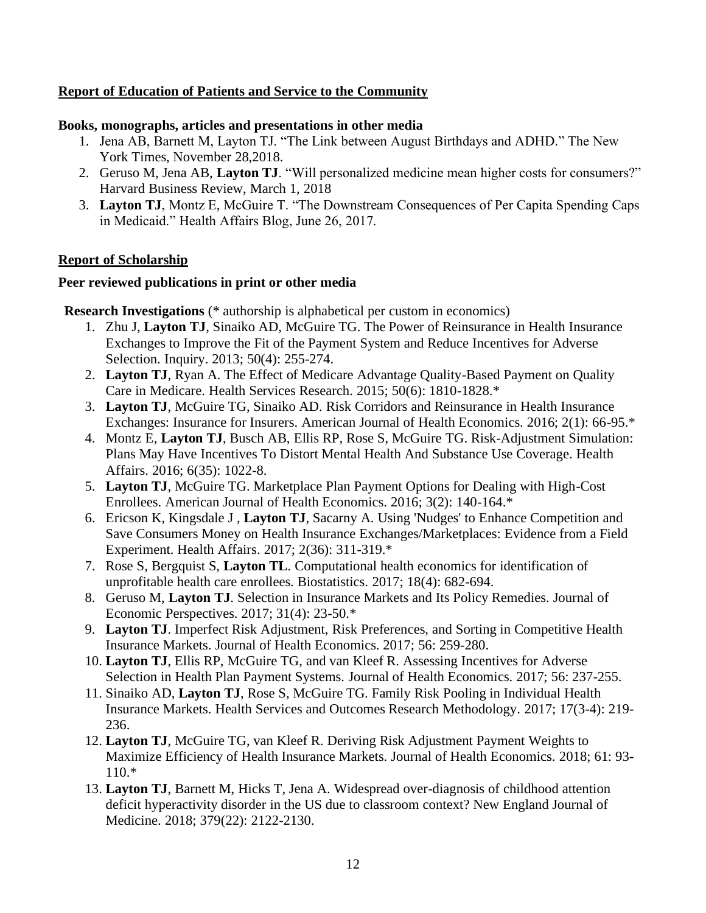**<u>Report of Education of Patients and Service to the Community</u>**

**Books, monographs, articles and presentations in other media**

1. Jena AB, Barnett M, Layton TJ. "The Link between August Birthdays and ADHD." The New York Times, November 28,2018.
2. Geruso M, Jena AB, **Layton TJ**. "Will personalized medicine mean higher costs for consumers?" Harvard Business Review, March 1, 2018
3. **Layton TJ**, Montz E, McGuire T. "The Downstream Consequences of Per Capita Spending Caps in Medicaid." Health Affairs Blog, June 26, 2017.

**<u>Report of Scholarship</u>**

**Peer reviewed publications in print or other media**

**Research Investigations** (* authorship is alphabetical per custom in economics)

1. Zhu J, **Layton TJ**, Sinaiko AD, McGuire TG. The Power of Reinsurance in Health Insurance Exchanges to Improve the Fit of the Payment System and Reduce Incentives for Adverse Selection. Inquiry. 2013; 50(4): 255-274.
2. **Layton TJ**, Ryan A. The Effect of Medicare Advantage Quality-Based Payment on Quality Care in Medicare. Health Services Research. 2015; 50(6): 1810-1828.*
3. **Layton TJ**, McGuire TG, Sinaiko AD. Risk Corridors and Reinsurance in Health Insurance Exchanges: Insurance for Insurers. American Journal of Health Economics. 2016; 2(1): 66-95.*
4. Montz E, **Layton TJ**, Busch AB, Ellis RP, Rose S, McGuire TG. Risk-Adjustment Simulation: Plans May Have Incentives To Distort Mental Health And Substance Use Coverage. Health Affairs. 2016; 6(35): 1022-8.
5. **Layton TJ**, McGuire TG. Marketplace Plan Payment Options for Dealing with High-Cost Enrollees. American Journal of Health Economics. 2016; 3(2): 140-164.*
6. Ericson K, Kingsdale J , **Layton TJ**, Sacarny A. Using 'Nudges' to Enhance Competition and Save Consumers Money on Health Insurance Exchanges/Marketplaces: Evidence from a Field Experiment. Health Affairs. 2017; 2(36): 311-319.*
7. Rose S, Bergquist S, **Layton TL**. Computational health economics for identification of unprofitable health care enrollees. Biostatistics. 2017; 18(4): 682-694.
8. Geruso M, **Layton TJ**. Selection in Insurance Markets and Its Policy Remedies. Journal of Economic Perspectives. 2017; 31(4): 23-50.*
9. **Layton TJ**. Imperfect Risk Adjustment, Risk Preferences, and Sorting in Competitive Health Insurance Markets. Journal of Health Economics. 2017; 56: 259-280.
10. **Layton TJ**, Ellis RP, McGuire TG, and van Kleef R. Assessing Incentives for Adverse Selection in Health Plan Payment Systems. Journal of Health Economics. 2017; 56: 237-255.
11. Sinaiko AD, **Layton TJ**, Rose S, McGuire TG. Family Risk Pooling in Individual Health Insurance Markets. Health Services and Outcomes Research Methodology. 2017; 17(3-4): 219-236.
12. **Layton TJ**, McGuire TG, van Kleef R. Deriving Risk Adjustment Payment Weights to Maximize Efficiency of Health Insurance Markets. Journal of Health Economics. 2018; 61: 93-110.*
13. **Layton TJ**, Barnett M, Hicks T, Jena A. Widespread over-diagnosis of childhood attention deficit hyperactivity disorder in the US due to classroom context? New England Journal of Medicine. 2018; 379(22): 2122-2130.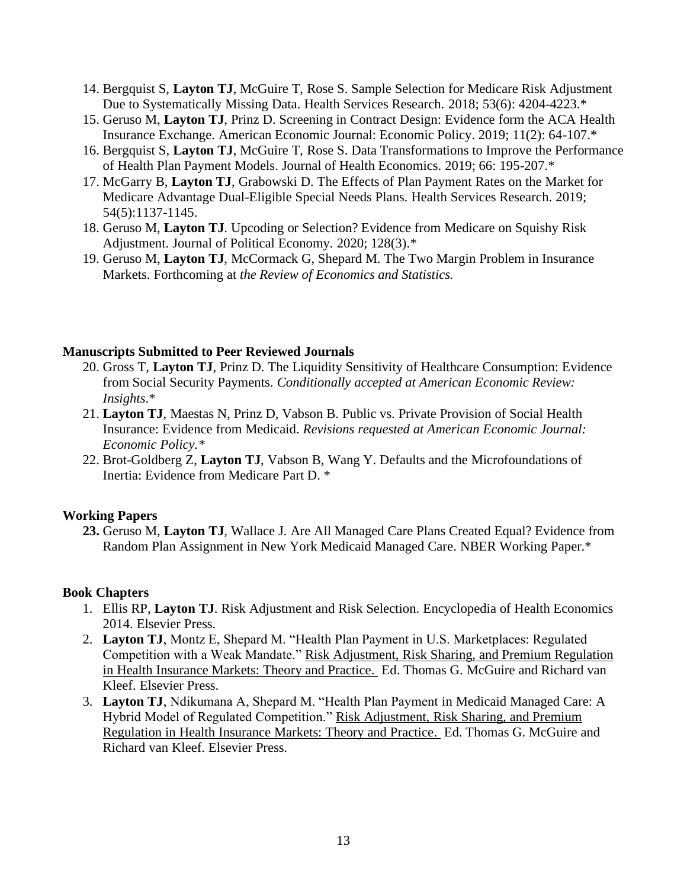14. Bergquist S, **Layton TJ**, McGuire T, Rose S. Sample Selection for Medicare Risk Adjustment Due to Systematically Missing Data. Health Services Research. 2018; 53(6): 4204-4223.*
15. Geruso M, **Layton TJ**, Prinz D. Screening in Contract Design: Evidence form the ACA Health Insurance Exchange. American Economic Journal: Economic Policy. 2019; 11(2): 64-107.*
16. Bergquist S, **Layton TJ**, McGuire T, Rose S. Data Transformations to Improve the Performance of Health Plan Payment Models. Journal of Health Economics. 2019; 66: 195-207.*
17. McGarry B, **Layton TJ**, Grabowski D. The Effects of Plan Payment Rates on the Market for Medicare Advantage Dual-Eligible Special Needs Plans. Health Services Research. 2019; 54(5):1137-1145.
18. Geruso M, **Layton TJ**. Upcoding or Selection? Evidence from Medicare on Squishy Risk Adjustment. Journal of Political Economy. 2020; 128(3).*
19. Geruso M, **Layton TJ**, McCormack G, Shepard M. The Two Margin Problem in Insurance Markets. Forthcoming at *the Review of Economics and Statistics.*

**Manuscripts Submitted to Peer Reviewed Journals**

20. Gross T, **Layton TJ**, Prinz D. The Liquidity Sensitivity of Healthcare Consumption: Evidence from Social Security Payments. *Conditionally accepted at American Economic Review: Insights*.*
21. **Layton TJ**, Maestas N, Prinz D, Vabson B. Public vs. Private Provision of Social Health Insurance: Evidence from Medicaid. *Revisions requested at American Economic Journal: Economic Policy.**
22. Brot-Goldberg Z, **Layton TJ**, Vabson B, Wang Y. Defaults and the Microfoundations of Inertia: Evidence from Medicare Part D. *

**Working Papers**

**23.** Geruso M, **Layton TJ**, Wallace J. Are All Managed Care Plans Created Equal? Evidence from Random Plan Assignment in New York Medicaid Managed Care. NBER Working Paper.*

**Book Chapters**

1. Ellis RP, **Layton TJ**. Risk Adjustment and Risk Selection. Encyclopedia of Health Economics 2014. Elsevier Press.
2. **Layton TJ**, Montz E, Shepard M. "Health Plan Payment in U.S. Marketplaces: Regulated Competition with a Weak Mandate." Risk Adjustment, Risk Sharing, and Premium Regulation in Health Insurance Markets: Theory and Practice. Ed. Thomas G. McGuire and Richard van Kleef. Elsevier Press.
3. **Layton TJ**, Ndikumana A, Shepard M. "Health Plan Payment in Medicaid Managed Care: A Hybrid Model of Regulated Competition." Risk Adjustment, Risk Sharing, and Premium Regulation in Health Insurance Markets: Theory and Practice. Ed. Thomas G. McGuire and Richard van Kleef. Elsevier Press.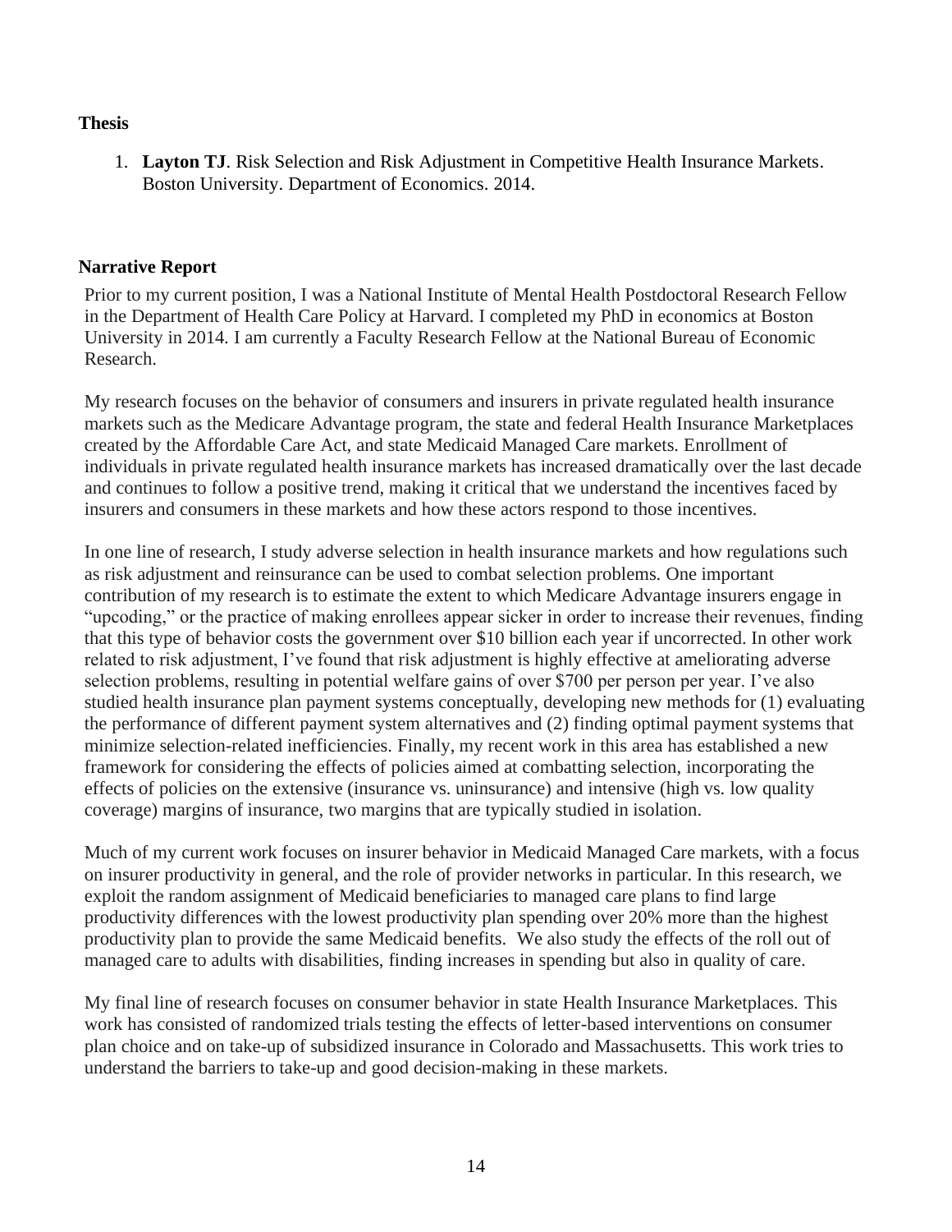### Thesis

1. **Layton TJ**. Risk Selection and Risk Adjustment in Competitive Health Insurance Markets. Boston University. Department of Economics. 2014.

### Narrative Report

Prior to my current position, I was a National Institute of Mental Health Postdoctoral Research Fellow in the Department of Health Care Policy at Harvard. I completed my PhD in economics at Boston University in 2014. I am currently a Faculty Research Fellow at the National Bureau of Economic Research.

My research focuses on the behavior of consumers and insurers in private regulated health insurance markets such as the Medicare Advantage program, the state and federal Health Insurance Marketplaces created by the Affordable Care Act, and state Medicaid Managed Care markets. Enrollment of individuals in private regulated health insurance markets has increased dramatically over the last decade and continues to follow a positive trend, making it critical that we understand the incentives faced by insurers and consumers in these markets and how these actors respond to those incentives.

In one line of research, I study adverse selection in health insurance markets and how regulations such as risk adjustment and reinsurance can be used to combat selection problems. One important contribution of my research is to estimate the extent to which Medicare Advantage insurers engage in "upcoding," or the practice of making enrollees appear sicker in order to increase their revenues, finding that this type of behavior costs the government over $10 billion each year if uncorrected. In other work related to risk adjustment, I've found that risk adjustment is highly effective at ameliorating adverse selection problems, resulting in potential welfare gains of over $700 per person per year. I've also studied health insurance plan payment systems conceptually, developing new methods for (1) evaluating the performance of different payment system alternatives and (2) finding optimal payment systems that minimize selection-related inefficiencies. Finally, my recent work in this area has established a new framework for considering the effects of policies aimed at combatting selection, incorporating the effects of policies on the extensive (insurance vs. uninsurance) and intensive (high vs. low quality coverage) margins of insurance, two margins that are typically studied in isolation.

Much of my current work focuses on insurer behavior in Medicaid Managed Care markets, with a focus on insurer productivity in general, and the role of provider networks in particular. In this research, we exploit the random assignment of Medicaid beneficiaries to managed care plans to find large productivity differences with the lowest productivity plan spending over 20% more than the highest productivity plan to provide the same Medicaid benefits. We also study the effects of the roll out of managed care to adults with disabilities, finding increases in spending but also in quality of care.

My final line of research focuses on consumer behavior in state Health Insurance Marketplaces. This work has consisted of randomized trials testing the effects of letter-based interventions on consumer plan choice and on take-up of subsidized insurance in Colorado and Massachusetts. This work tries to understand the barriers to take-up and good decision-making in these markets.